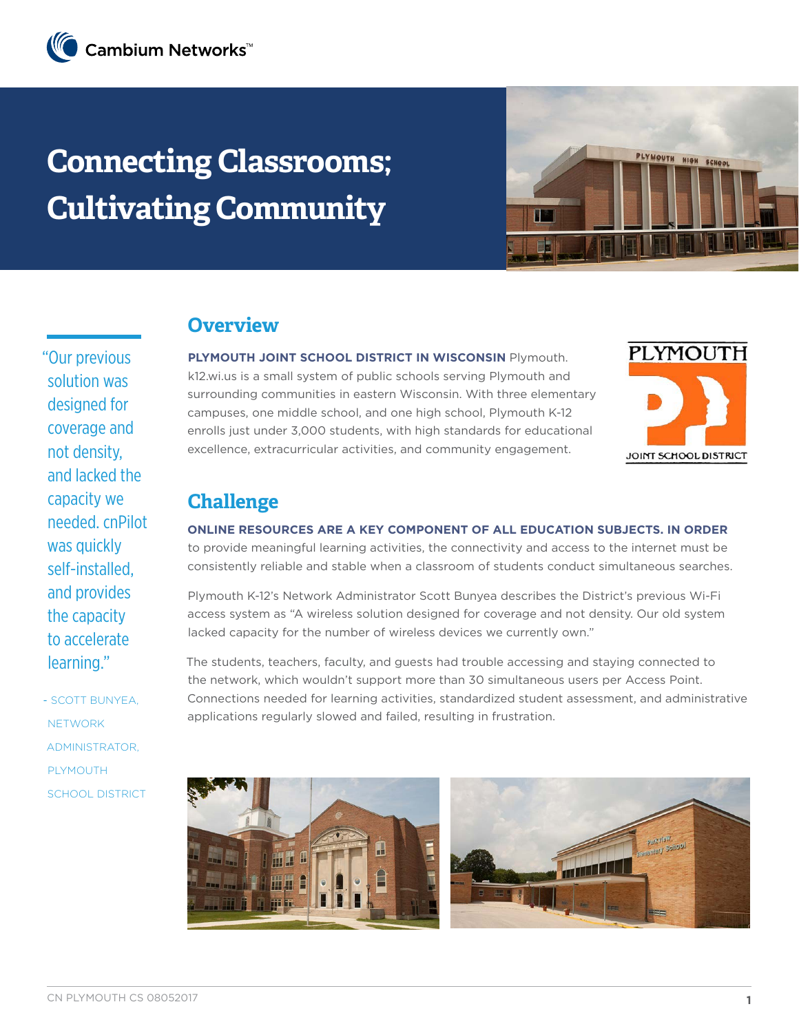Cambium Networks™

# Connecting Classrooms; Cultivating Community

> "Our previous solution was designed for coverage and not density, and lacked the capacity we needed. cnPilot was quickly self-installed, and provides the capacity to accelerate learning."
>
> - SCOTT BUNYEA, NETWORK ADMINISTRATOR, PLYMOUTH SCHOOL DISTRICT

## Overview

**PLYMOUTH JOINT SCHOOL DISTRICT IN WISCONSIN** Plymouth.k12.wi.us is a small system of public schools serving Plymouth and surrounding communities in eastern Wisconsin. With three elementary campuses, one middle school, and one high school, Plymouth K-12 enrolls just under 3,000 students, with high standards for educational excellence, extracurricular activities, and community engagement.

PLYMOUTH JOINT SCHOOL DISTRICT

## Challenge

**ONLINE RESOURCES ARE A KEY COMPONENT OF ALL EDUCATION SUBJECTS. IN ORDER** to provide meaningful learning activities, the connectivity and access to the internet must be consistently reliable and stable when a classroom of students conduct simultaneous searches.

Plymouth K-12's Network Administrator Scott Bunyea describes the District's previous Wi-Fi access system as "A wireless solution designed for coverage and not density. Our old system lacked capacity for the number of wireless devices we currently own."

The students, teachers, faculty, and guests had trouble accessing and staying connected to the network, which wouldn't support more than 30 simultaneous users per Access Point. Connections needed for learning activities, standardized student assessment, and administrative applications regularly slowed and failed, resulting in frustration.

CN PLYMOUTH CS 08052017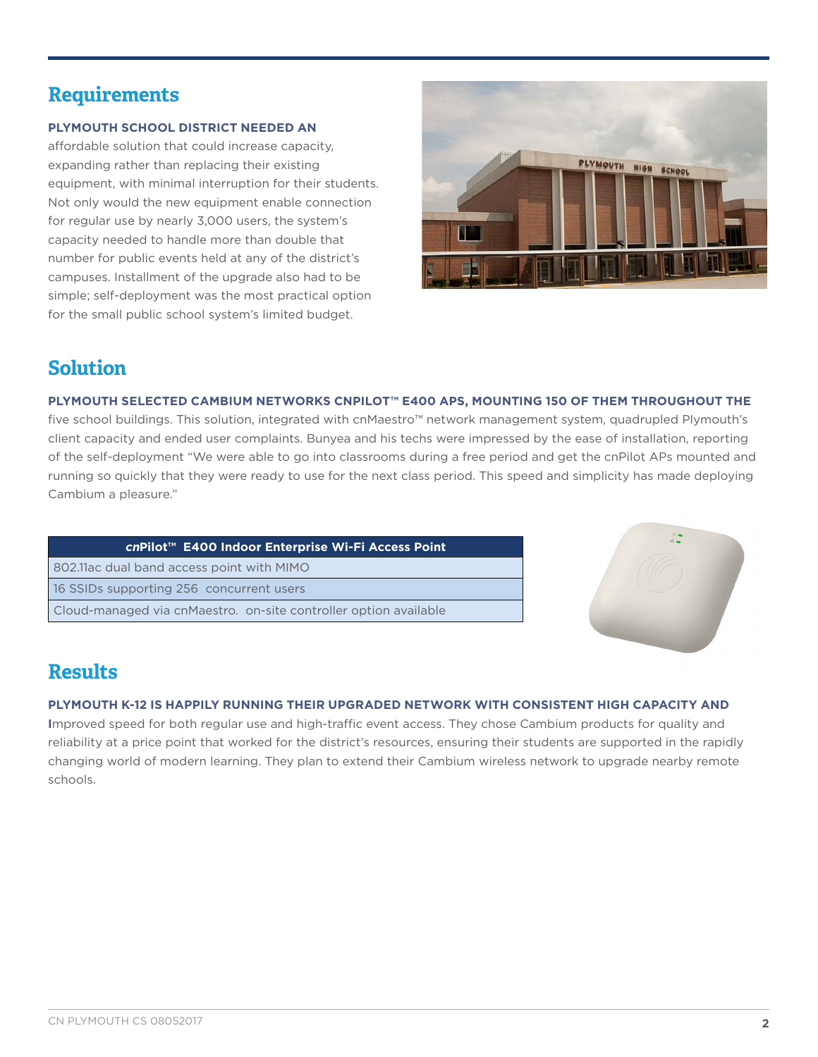## Requirements

**PLYMOUTH SCHOOL DISTRICT NEEDED AN** affordable solution that could increase capacity, expanding rather than replacing their existing equipment, with minimal interruption for their students. Not only would the new equipment enable connection for regular use by nearly 3,000 users, the system's capacity needed to handle more than double that number for public events held at any of the district's campuses. Installment of the upgrade also had to be simple; self-deployment was the most practical option for the small public school system's limited budget.

## Solution

**PLYMOUTH SELECTED CAMBIUM NETWORKS CNPILOT™ E400 APS, MOUNTING 150 OF THEM THROUGHOUT THE** five school buildings. This solution, integrated with cnMaestro™ network management system, quadrupled Plymouth's client capacity and ended user complaints. Bunyea and his techs were impressed by the ease of installation, reporting of the self-deployment "We were able to go into classrooms during a free period and get the cnPilot APs mounted and running so quickly that they were ready to use for the next class period. This speed and simplicity has made deploying Cambium a pleasure."

| ***cn*Pilot™ E400 Indoor Enterprise Wi-Fi Access Point** |
| --- |
| 802.11ac dual band access point with MIMO |
| 16 SSIDs supporting 256 concurrent users |
| Cloud-managed via cnMaestro. on-site controller option available |

## Results

**PLYMOUTH K-12 IS HAPPILY RUNNING THEIR UPGRADED NETWORK WITH CONSISTENT HIGH CAPACITY AND I**mproved speed for both regular use and high-traffic event access. They chose Cambium products for quality and reliability at a price point that worked for the district's resources, ensuring their students are supported in the rapidly changing world of modern learning. They plan to extend their Cambium wireless network to upgrade nearby remote schools.